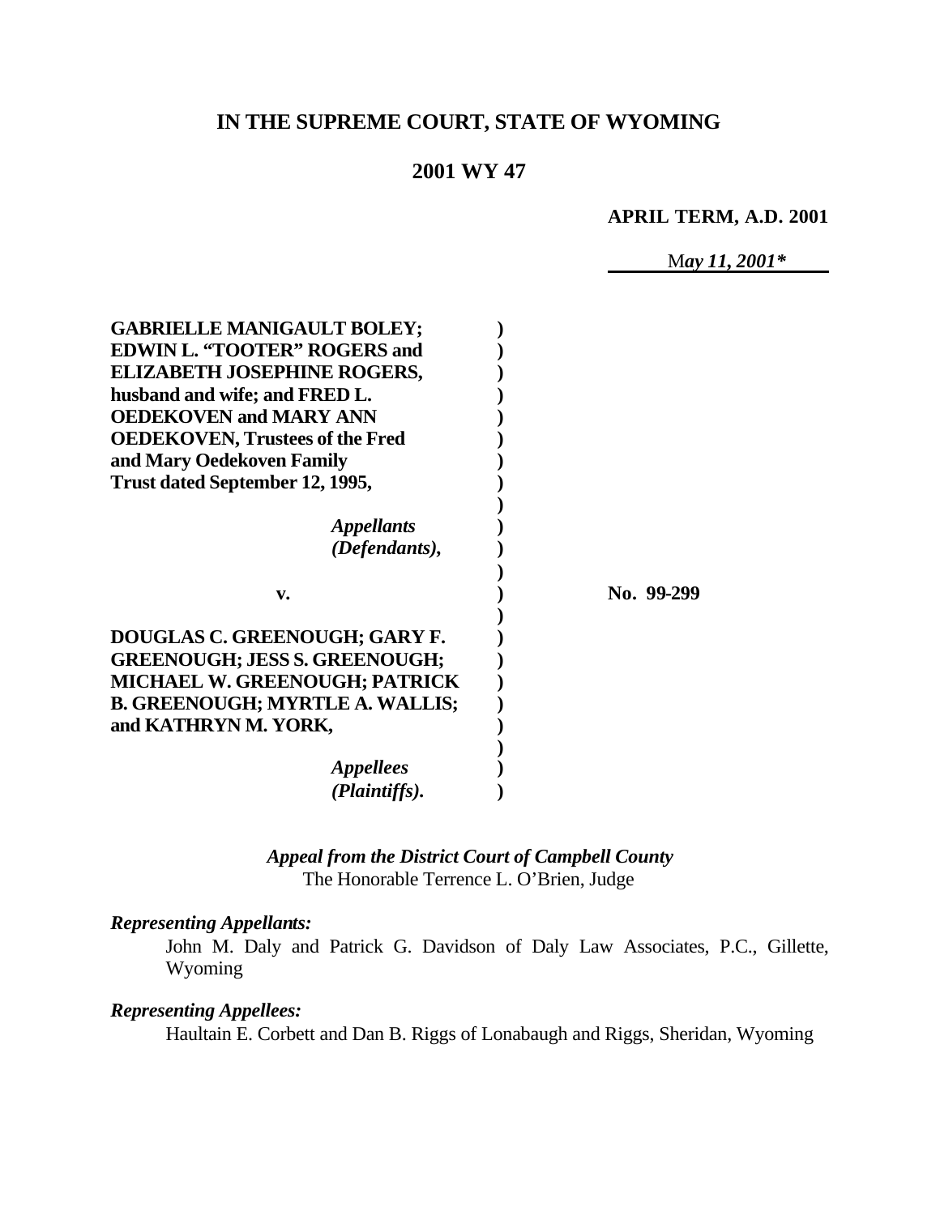**IN THE SUPREME COURT, STATE OF WYOMING**

**2001 WY 47**

**APRIL TERM, A.D. 2001**

*May 11, 2001**

**GABRIELLE MANIGAULT BOLEY; EDWIN L. "TOOTER" ROGERS and ELIZABETH JOSEPHINE ROGERS, husband and wife; and FRED L. OEDEKOVEN and MARY ANN OEDEKOVEN, Trustees of the Fred and Mary Oedekoven Family Trust dated September 12, 1995,**

*Appellants (Defendants),*

**v.**

**No. 99-299**

**DOUGLAS C. GREENOUGH; GARY F. GREENOUGH; JESS S. GREENOUGH; MICHAEL W. GREENOUGH; PATRICK B. GREENOUGH; MYRTLE A. WALLIS; and KATHRYN M. YORK,**

*Appellees (Plaintiffs).*

***Appeal from the District Court of Campbell County***
The Honorable Terrence L. O'Brien, Judge

***Representing Appellants:***

John M. Daly and Patrick G. Davidson of Daly Law Associates, P.C., Gillette, Wyoming

***Representing Appellees:***

Haultain E. Corbett and Dan B. Riggs of Lonabaugh and Riggs, Sheridan, Wyoming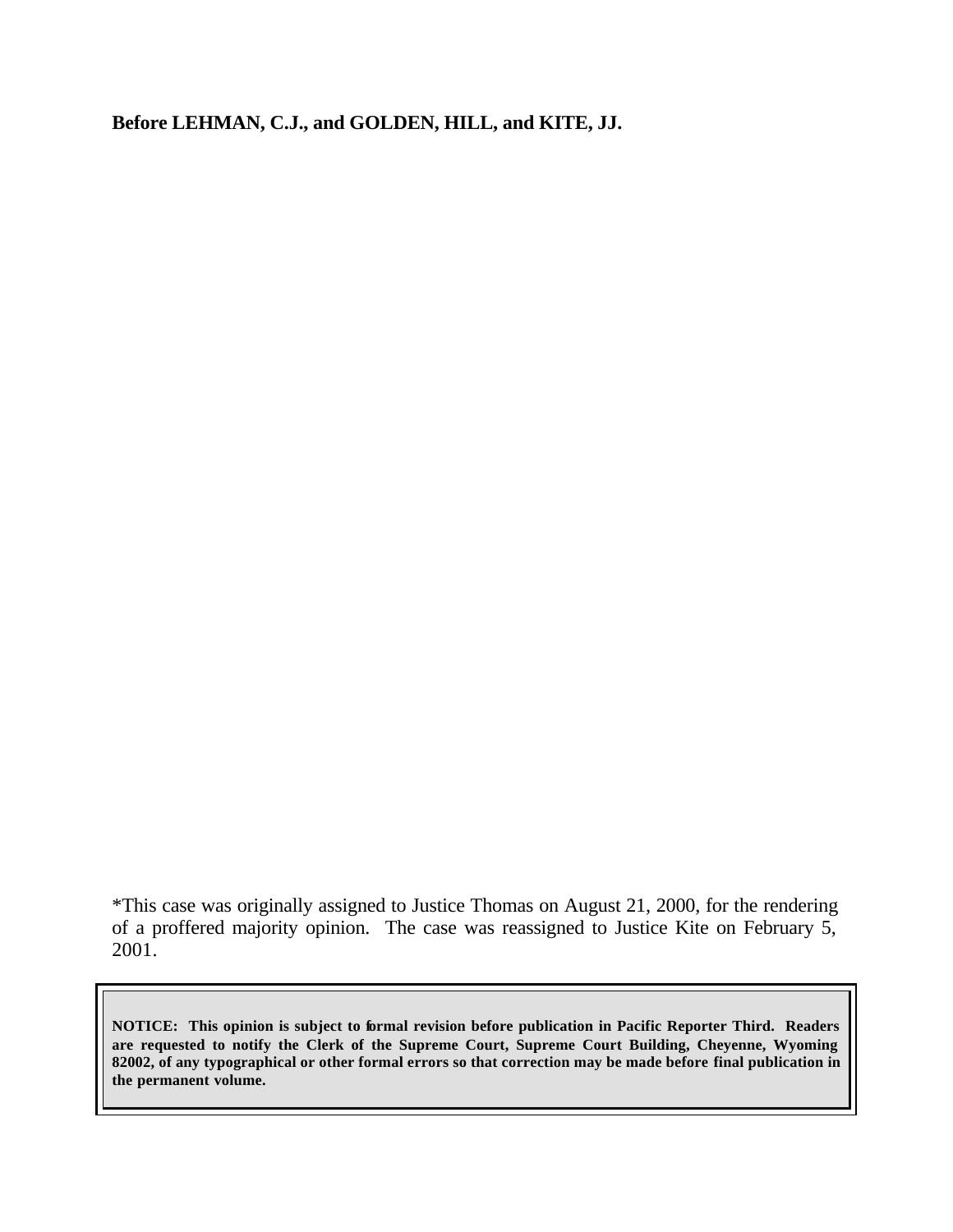**Before LEHMAN, C.J., and GOLDEN, HILL, and KITE, JJ.**

*This case was originally assigned to Justice Thomas on August 21, 2000, for the rendering of a proffered majority opinion. The case was reassigned to Justice Kite on February 5, 2001.

**NOTICE: This opinion is subject to formal revision before publication in Pacific Reporter Third. Readers are requested to notify the Clerk of the Supreme Court, Supreme Court Building, Cheyenne, Wyoming 82002, of any typographical or other formal errors so that correction may be made before final publication in the permanent volume.**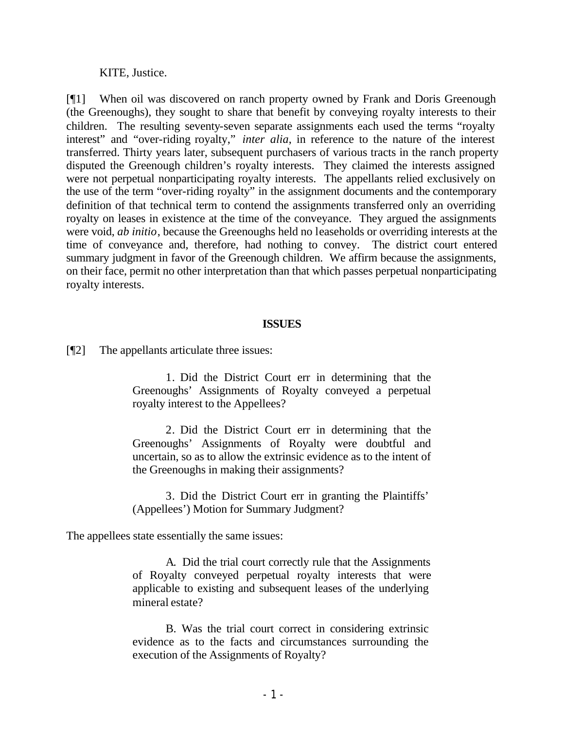KITE, Justice.

[¶1] When oil was discovered on ranch property owned by Frank and Doris Greenough (the Greenoughs), they sought to share that benefit by conveying royalty interests to their children. The resulting seventy-seven separate assignments each used the terms "royalty interest" and "over-riding royalty," *inter alia*, in reference to the nature of the interest transferred. Thirty years later, subsequent purchasers of various tracts in the ranch property disputed the Greenough children's royalty interests. They claimed the interests assigned were not perpetual nonparticipating royalty interests. The appellants relied exclusively on the use of the term "over-riding royalty" in the assignment documents and the contemporary definition of that technical term to contend the assignments transferred only an overriding royalty on leases in existence at the time of the conveyance. They argued the assignments were void, *ab initio*, because the Greenoughs held no leaseholds or overriding interests at the time of conveyance and, therefore, had nothing to convey. The district court entered summary judgment in favor of the Greenough children. We affirm because the assignments, on their face, permit no other interpretation than that which passes perpetual nonparticipating royalty interests.

## ISSUES

[¶2] The appellants articulate three issues:

> 1. Did the District Court err in determining that the Greenoughs' Assignments of Royalty conveyed a perpetual royalty interest to the Appellees?
>
> 2. Did the District Court err in determining that the Greenoughs' Assignments of Royalty were doubtful and uncertain, so as to allow the extrinsic evidence as to the intent of the Greenoughs in making their assignments?
>
> 3. Did the District Court err in granting the Plaintiffs' (Appellees') Motion for Summary Judgment?

The appellees state essentially the same issues:

> A. Did the trial court correctly rule that the Assignments of Royalty conveyed perpetual royalty interests that were applicable to existing and subsequent leases of the underlying mineral estate?
>
> B. Was the trial court correct in considering extrinsic evidence as to the facts and circumstances surrounding the execution of the Assignments of Royalty?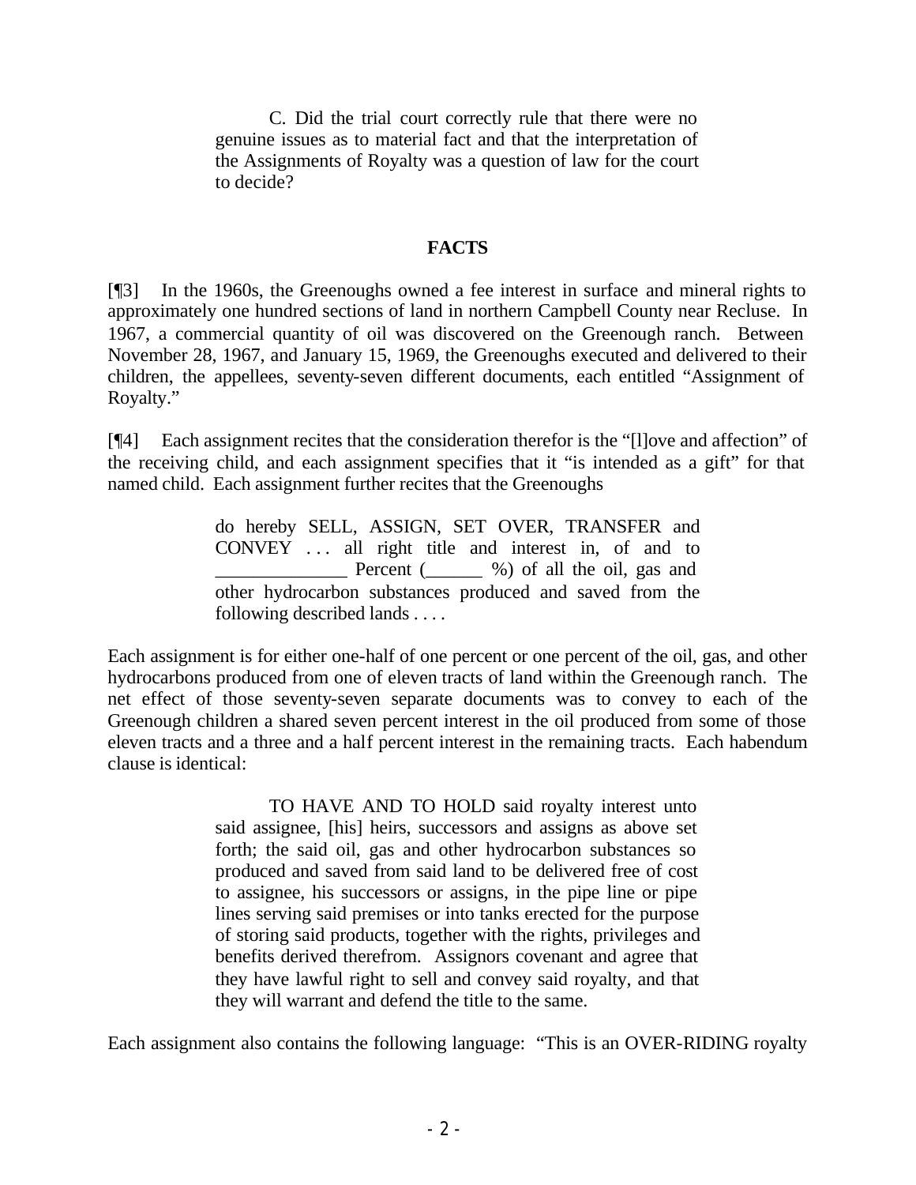> C. Did the trial court correctly rule that there were no genuine issues as to material fact and that the interpretation of the Assignments of Royalty was a question of law for the court to decide?

## FACTS

[¶3] In the 1960s, the Greenoughs owned a fee interest in surface and mineral rights to approximately one hundred sections of land in northern Campbell County near Recluse. In 1967, a commercial quantity of oil was discovered on the Greenough ranch. Between November 28, 1967, and January 15, 1969, the Greenoughs executed and delivered to their children, the appellees, seventy-seven different documents, each entitled "Assignment of Royalty."

[¶4] Each assignment recites that the consideration therefor is the "[l]ove and affection" of the receiving child, and each assignment specifies that it "is intended as a gift" for that named child. Each assignment further recites that the Greenoughs

> do hereby SELL, ASSIGN, SET OVER, TRANSFER and CONVEY . . . all right title and interest in, of and to ______________ Percent (______ %) of all the oil, gas and other hydrocarbon substances produced and saved from the following described lands . . . .

Each assignment is for either one-half of one percent or one percent of the oil, gas, and other hydrocarbons produced from one of eleven tracts of land within the Greenough ranch. The net effect of those seventy-seven separate documents was to convey to each of the Greenough children a shared seven percent interest in the oil produced from some of those eleven tracts and a three and a half percent interest in the remaining tracts. Each habendum clause is identical:

> TO HAVE AND TO HOLD said royalty interest unto said assignee, [his] heirs, successors and assigns as above set forth; the said oil, gas and other hydrocarbon substances so produced and saved from said land to be delivered free of cost to assignee, his successors or assigns, in the pipe line or pipe lines serving said premises or into tanks erected for the purpose of storing said products, together with the rights, privileges and benefits derived therefrom. Assignors covenant and agree that they have lawful right to sell and convey said royalty, and that they will warrant and defend the title to the same.

Each assignment also contains the following language: "This is an OVER-RIDING royalty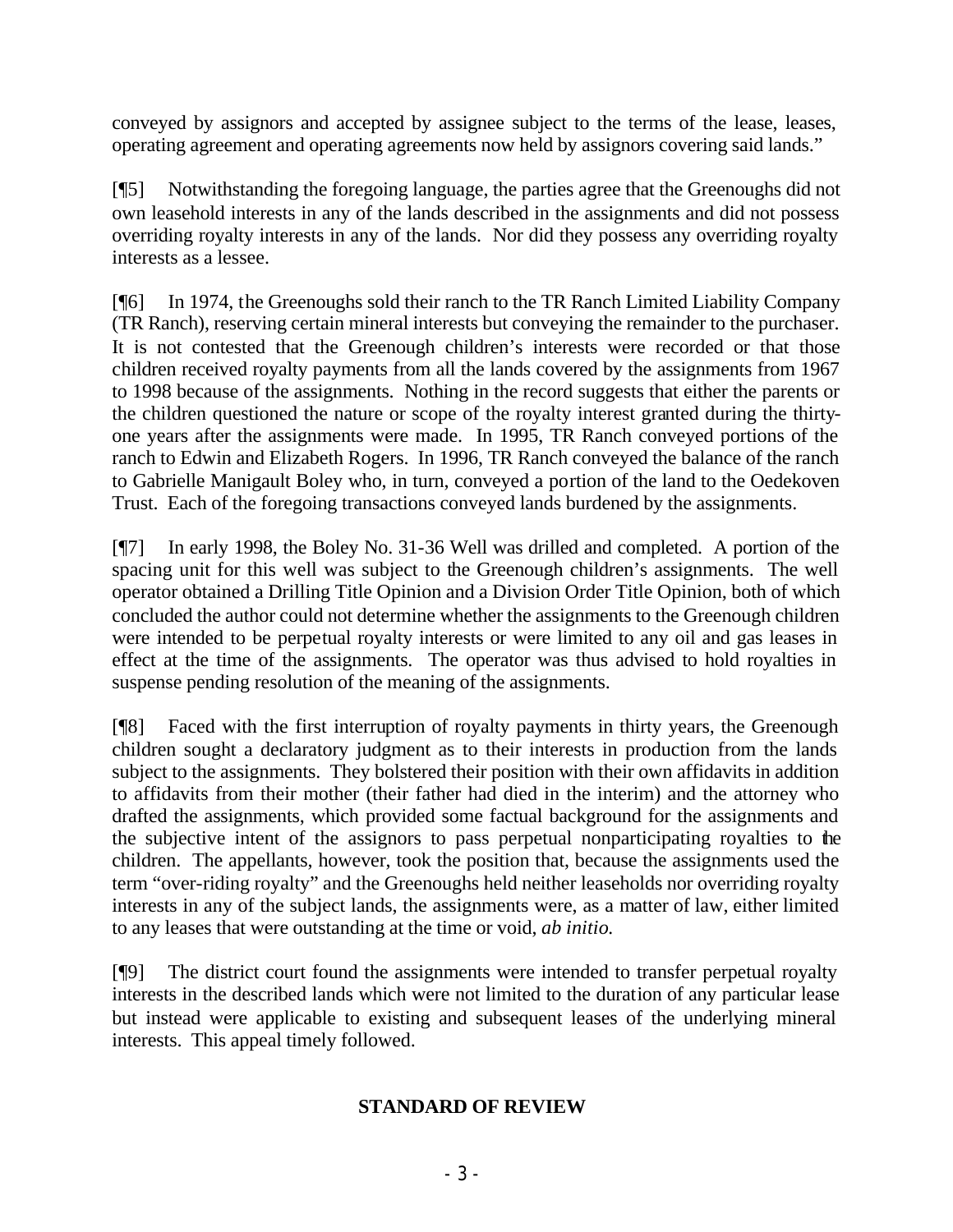conveyed by assignors and accepted by assignee subject to the terms of the lease, leases, operating agreement and operating agreements now held by assignors covering said lands."

[¶5] Notwithstanding the foregoing language, the parties agree that the Greenoughs did not own leasehold interests in any of the lands described in the assignments and did not possess overriding royalty interests in any of the lands. Nor did they possess any overriding royalty interests as a lessee.

[¶6] In 1974, the Greenoughs sold their ranch to the TR Ranch Limited Liability Company (TR Ranch), reserving certain mineral interests but conveying the remainder to the purchaser. It is not contested that the Greenough children's interests were recorded or that those children received royalty payments from all the lands covered by the assignments from 1967 to 1998 because of the assignments. Nothing in the record suggests that either the parents or the children questioned the nature or scope of the royalty interest granted during the thirty-one years after the assignments were made. In 1995, TR Ranch conveyed portions of the ranch to Edwin and Elizabeth Rogers. In 1996, TR Ranch conveyed the balance of the ranch to Gabrielle Manigault Boley who, in turn, conveyed a portion of the land to the Oedekoven Trust. Each of the foregoing transactions conveyed lands burdened by the assignments.

[¶7] In early 1998, the Boley No. 31-36 Well was drilled and completed. A portion of the spacing unit for this well was subject to the Greenough children's assignments. The well operator obtained a Drilling Title Opinion and a Division Order Title Opinion, both of which concluded the author could not determine whether the assignments to the Greenough children were intended to be perpetual royalty interests or were limited to any oil and gas leases in effect at the time of the assignments. The operator was thus advised to hold royalties in suspense pending resolution of the meaning of the assignments.

[¶8] Faced with the first interruption of royalty payments in thirty years, the Greenough children sought a declaratory judgment as to their interests in production from the lands subject to the assignments. They bolstered their position with their own affidavits in addition to affidavits from their mother (their father had died in the interim) and the attorney who drafted the assignments, which provided some factual background for the assignments and the subjective intent of the assignors to pass perpetual nonparticipating royalties to the children. The appellants, however, took the position that, because the assignments used the term "over-riding royalty" and the Greenoughs held neither leaseholds nor overriding royalty interests in any of the subject lands, the assignments were, as a matter of law, either limited to any leases that were outstanding at the time or void, *ab initio.*

[¶9] The district court found the assignments were intended to transfer perpetual royalty interests in the described lands which were not limited to the duration of any particular lease but instead were applicable to existing and subsequent leases of the underlying mineral interests. This appeal timely followed.

## STANDARD OF REVIEW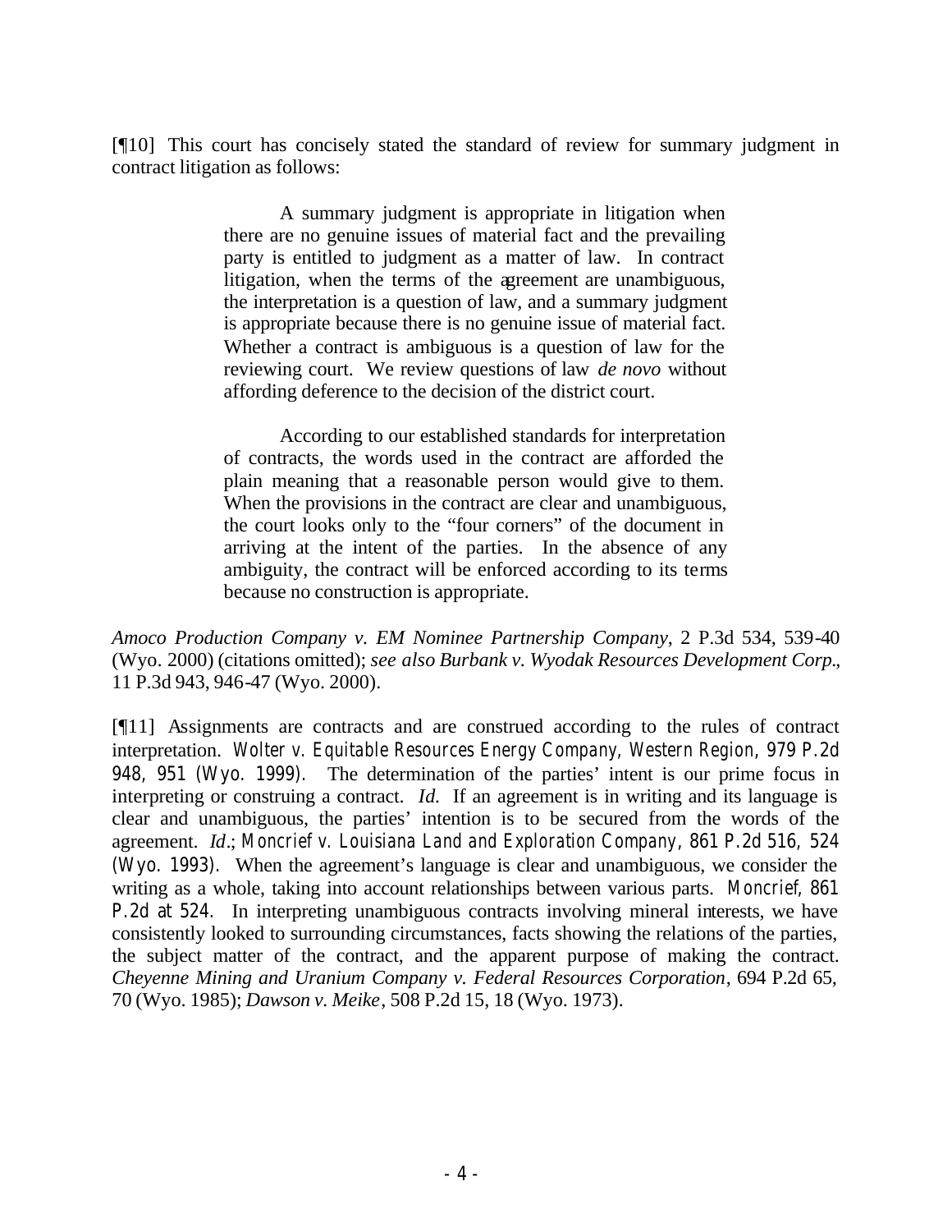[¶10] This court has concisely stated the standard of review for summary judgment in contract litigation as follows:

> A summary judgment is appropriate in litigation when there are no genuine issues of material fact and the prevailing party is entitled to judgment as a matter of law. In contract litigation, when the terms of the agreement are unambiguous, the interpretation is a question of law, and a summary judgment is appropriate because there is no genuine issue of material fact. Whether a contract is ambiguous is a question of law for the reviewing court. We review questions of law *de novo* without affording deference to the decision of the district court.
>
> According to our established standards for interpretation of contracts, the words used in the contract are afforded the plain meaning that a reasonable person would give to them. When the provisions in the contract are clear and unambiguous, the court looks only to the "four corners" of the document in arriving at the intent of the parties. In the absence of any ambiguity, the contract will be enforced according to its terms because no construction is appropriate.

*Amoco Production Company v. EM Nominee Partnership Company*, 2 P.3d 534, 539-40 (Wyo. 2000) (citations omitted); *see also Burbank v. Wyodak Resources Development Corp*., 11 P.3d 943, 946-47 (Wyo. 2000).

[¶11] Assignments are contracts and are construed according to the rules of contract interpretation. *Wolter v. Equitable Resources Energy Company, Western Region*, 979 P.2d 948, 951 (Wyo. 1999). The determination of the parties' intent is our prime focus in interpreting or construing a contract. *Id.* If an agreement is in writing and its language is clear and unambiguous, the parties' intention is to be secured from the words of the agreement. *Id*.; *Moncrief v. Louisiana Land and Exploration Company*, 861 P.2d 516, 524 (Wyo. 1993). When the agreement's language is clear and unambiguous, we consider the writing as a whole, taking into account relationships between various parts. *Moncrief*, 861 P.2d at 524. In interpreting unambiguous contracts involving mineral interests, we have consistently looked to surrounding circumstances, facts showing the relations of the parties, the subject matter of the contract, and the apparent purpose of making the contract. *Cheyenne Mining and Uranium Company v. Federal Resources Corporation*, 694 P.2d 65, 70 (Wyo. 1985); *Dawson v. Meike*, 508 P.2d 15, 18 (Wyo. 1973).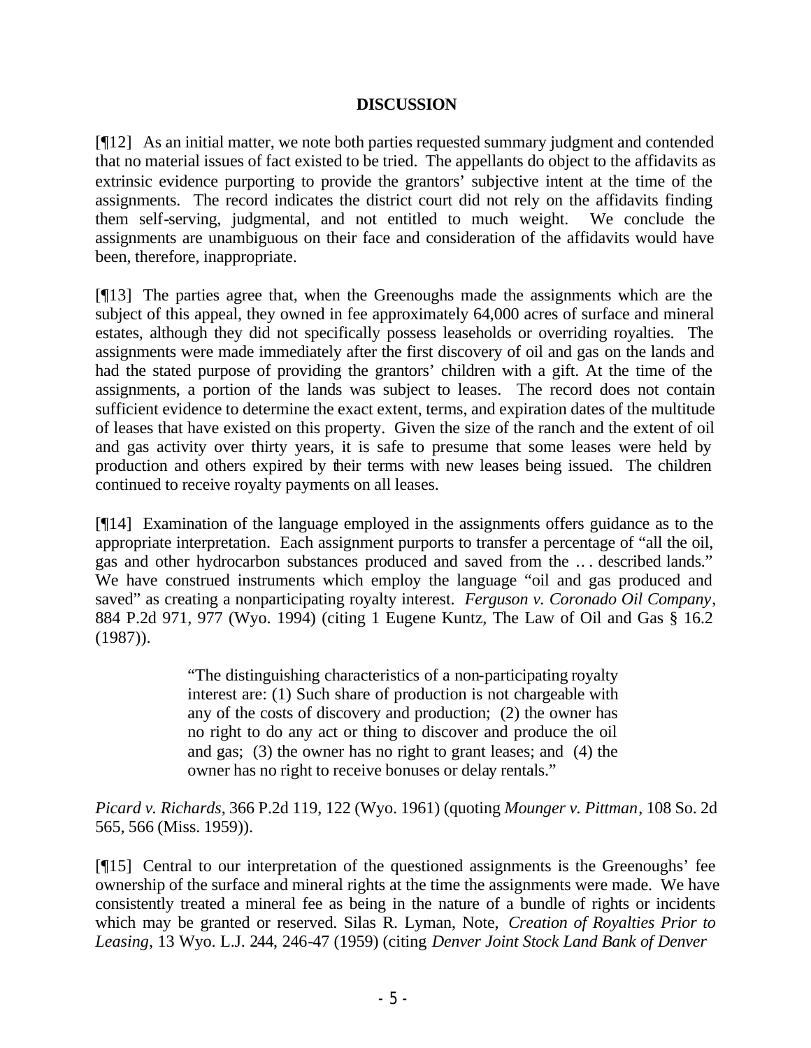**DISCUSSION**

[¶12] As an initial matter, we note both parties requested summary judgment and contended that no material issues of fact existed to be tried. The appellants do object to the affidavits as extrinsic evidence purporting to provide the grantors' subjective intent at the time of the assignments. The record indicates the district court did not rely on the affidavits finding them self-serving, judgmental, and not entitled to much weight. We conclude the assignments are unambiguous on their face and consideration of the affidavits would have been, therefore, inappropriate.

[¶13] The parties agree that, when the Greenoughs made the assignments which are the subject of this appeal, they owned in fee approximately 64,000 acres of surface and mineral estates, although they did not specifically possess leaseholds or overriding royalties. The assignments were made immediately after the first discovery of oil and gas on the lands and had the stated purpose of providing the grantors' children with a gift. At the time of the assignments, a portion of the lands was subject to leases. The record does not contain sufficient evidence to determine the exact extent, terms, and expiration dates of the multitude of leases that have existed on this property. Given the size of the ranch and the extent of oil and gas activity over thirty years, it is safe to presume that some leases were held by production and others expired by their terms with new leases being issued. The children continued to receive royalty payments on all leases.

[¶14] Examination of the language employed in the assignments offers guidance as to the appropriate interpretation. Each assignment purports to transfer a percentage of "all the oil, gas and other hydrocarbon substances produced and saved from the ... described lands." We have construed instruments which employ the language "oil and gas produced and saved" as creating a nonparticipating royalty interest. *Ferguson v. Coronado Oil Company*, 884 P.2d 971, 977 (Wyo. 1994) (citing 1 Eugene Kuntz, The Law of Oil and Gas § 16.2 (1987)).

> "The distinguishing characteristics of a non-participating royalty interest are: (1) Such share of production is not chargeable with any of the costs of discovery and production; (2) the owner has no right to do any act or thing to discover and produce the oil and gas; (3) the owner has no right to grant leases; and (4) the owner has no right to receive bonuses or delay rentals."

*Picard v. Richards*, 366 P.2d 119, 122 (Wyo. 1961) (quoting *Mounger v. Pittman*, 108 So. 2d 565, 566 (Miss. 1959)).

[¶15] Central to our interpretation of the questioned assignments is the Greenoughs' fee ownership of the surface and mineral rights at the time the assignments were made. We have consistently treated a mineral fee as being in the nature of a bundle of rights or incidents which may be granted or reserved. Silas R. Lyman, Note, *Creation of Royalties Prior to Leasing*, 13 Wyo. L.J. 244, 246-47 (1959) (citing *Denver Joint Stock Land Bank of Denver*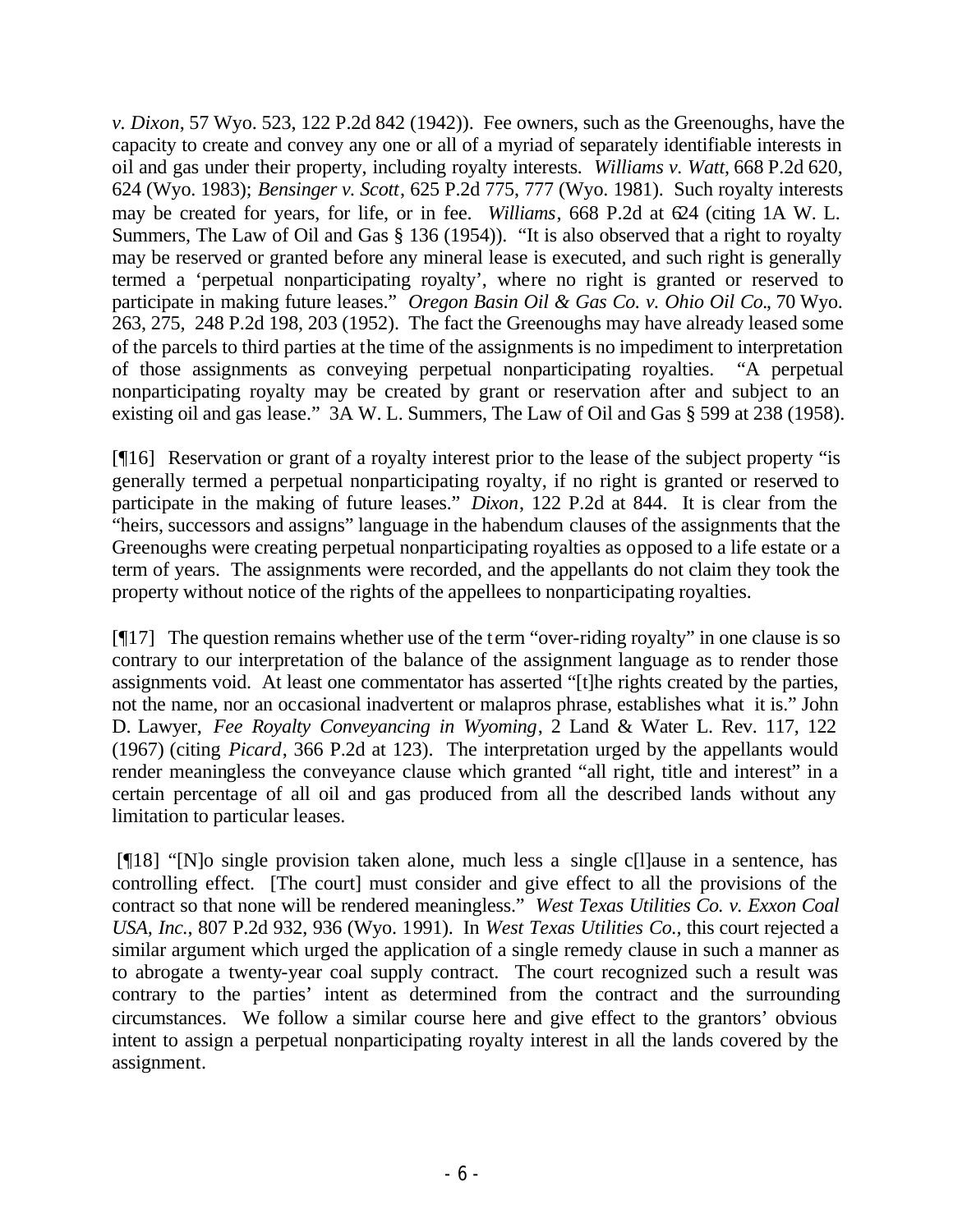*v. Dixon*, 57 Wyo. 523, 122 P.2d 842 (1942)). Fee owners, such as the Greenoughs, have the capacity to create and convey any one or all of a myriad of separately identifiable interests in oil and gas under their property, including royalty interests. *Williams v. Watt*, 668 P.2d 620, 624 (Wyo. 1983); *Bensinger v. Scott*, 625 P.2d 775, 777 (Wyo. 1981). Such royalty interests may be created for years, for life, or in fee. *Williams*, 668 P.2d at 624 (citing 1A W. L. Summers, The Law of Oil and Gas § 136 (1954)). "It is also observed that a right to royalty may be reserved or granted before any mineral lease is executed, and such right is generally termed a 'perpetual nonparticipating royalty', where no right is granted or reserved to participate in making future leases." *Oregon Basin Oil & Gas Co. v. Ohio Oil Co.*, 70 Wyo. 263, 275, 248 P.2d 198, 203 (1952). The fact the Greenoughs may have already leased some of the parcels to third parties at the time of the assignments is no impediment to interpretation of those assignments as conveying perpetual nonparticipating royalties. "A perpetual nonparticipating royalty may be created by grant or reservation after and subject to an existing oil and gas lease." 3A W. L. Summers, The Law of Oil and Gas § 599 at 238 (1958).

[¶16] Reservation or grant of a royalty interest prior to the lease of the subject property "is generally termed a perpetual nonparticipating royalty, if no right is granted or reserved to participate in the making of future leases." *Dixon*, 122 P.2d at 844. It is clear from the "heirs, successors and assigns" language in the habendum clauses of the assignments that the Greenoughs were creating perpetual nonparticipating royalties as opposed to a life estate or a term of years. The assignments were recorded, and the appellants do not claim they took the property without notice of the rights of the appellees to nonparticipating royalties.

[¶17] The question remains whether use of the term "over-riding royalty" in one clause is so contrary to our interpretation of the balance of the assignment language as to render those assignments void. At least one commentator has asserted "[t]he rights created by the parties, not the name, nor an occasional inadvertent or malapros phrase, establishes what it is." John D. Lawyer, *Fee Royalty Conveyancing in Wyoming*, 2 Land & Water L. Rev. 117, 122 (1967) (citing *Picard*, 366 P.2d at 123). The interpretation urged by the appellants would render meaningless the conveyance clause which granted "all right, title and interest" in a certain percentage of all oil and gas produced from all the described lands without any limitation to particular leases.

[¶18] "[N]o single provision taken alone, much less a single c[l]ause in a sentence, has controlling effect. [The court] must consider and give effect to all the provisions of the contract so that none will be rendered meaningless." *West Texas Utilities Co. v. Exxon Coal USA, Inc.*, 807 P.2d 932, 936 (Wyo. 1991). In *West Texas Utilities Co.,* this court rejected a similar argument which urged the application of a single remedy clause in such a manner as to abrogate a twenty-year coal supply contract. The court recognized such a result was contrary to the parties' intent as determined from the contract and the surrounding circumstances. We follow a similar course here and give effect to the grantors' obvious intent to assign a perpetual nonparticipating royalty interest in all the lands covered by the assignment.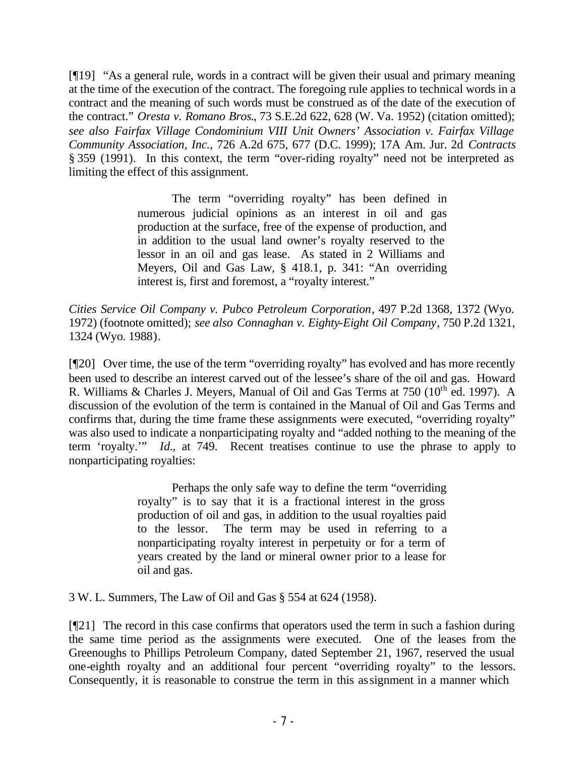[¶19] "As a general rule, words in a contract will be given their usual and primary meaning at the time of the execution of the contract. The foregoing rule applies to technical words in a contract and the meaning of such words must be construed as of the date of the execution of the contract." *Oresta v. Romano Bros.*, 73 S.E.2d 622, 628 (W. Va. 1952) (citation omitted); *see also Fairfax Village Condominium VIII Unit Owners' Association v. Fairfax Village Community Association, Inc.*, 726 A.2d 675, 677 (D.C. 1999); 17A Am. Jur. 2d *Contracts* § 359 (1991). In this context, the term "over-riding royalty" need not be interpreted as limiting the effect of this assignment.

> The term "overriding royalty" has been defined in numerous judicial opinions as an interest in oil and gas production at the surface, free of the expense of production, and in addition to the usual land owner's royalty reserved to the lessor in an oil and gas lease. As stated in 2 Williams and Meyers, Oil and Gas Law, § 418.1, p. 341: "An overriding interest is, first and foremost, a "royalty interest."

*Cities Service Oil Company v. Pubco Petroleum Corporation*, 497 P.2d 1368, 1372 (Wyo. 1972) (footnote omitted); *see also Connaghan v. Eighty-Eight Oil Company*, 750 P.2d 1321, 1324 (Wyo. 1988).

[¶20] Over time, the use of the term "overriding royalty" has evolved and has more recently been used to describe an interest carved out of the lessee's share of the oil and gas. Howard R. Williams & Charles J. Meyers, Manual of Oil and Gas Terms at 750 (10th ed. 1997). A discussion of the evolution of the term is contained in the Manual of Oil and Gas Terms and confirms that, during the time frame these assignments were executed, "overriding royalty" was also used to indicate a nonparticipating royalty and "added nothing to the meaning of the term 'royalty.'" *Id.*, at 749. Recent treatises continue to use the phrase to apply to nonparticipating royalties:

> Perhaps the only safe way to define the term "overriding royalty" is to say that it is a fractional interest in the gross production of oil and gas, in addition to the usual royalties paid to the lessor. The term may be used in referring to a nonparticipating royalty interest in perpetuity or for a term of years created by the land or mineral owner prior to a lease for oil and gas.

3 W. L. Summers, The Law of Oil and Gas § 554 at 624 (1958).

[¶21] The record in this case confirms that operators used the term in such a fashion during the same time period as the assignments were executed. One of the leases from the Greenoughs to Phillips Petroleum Company, dated September 21, 1967, reserved the usual one-eighth royalty and an additional four percent "overriding royalty" to the lessors. Consequently, it is reasonable to construe the term in this assignment in a manner which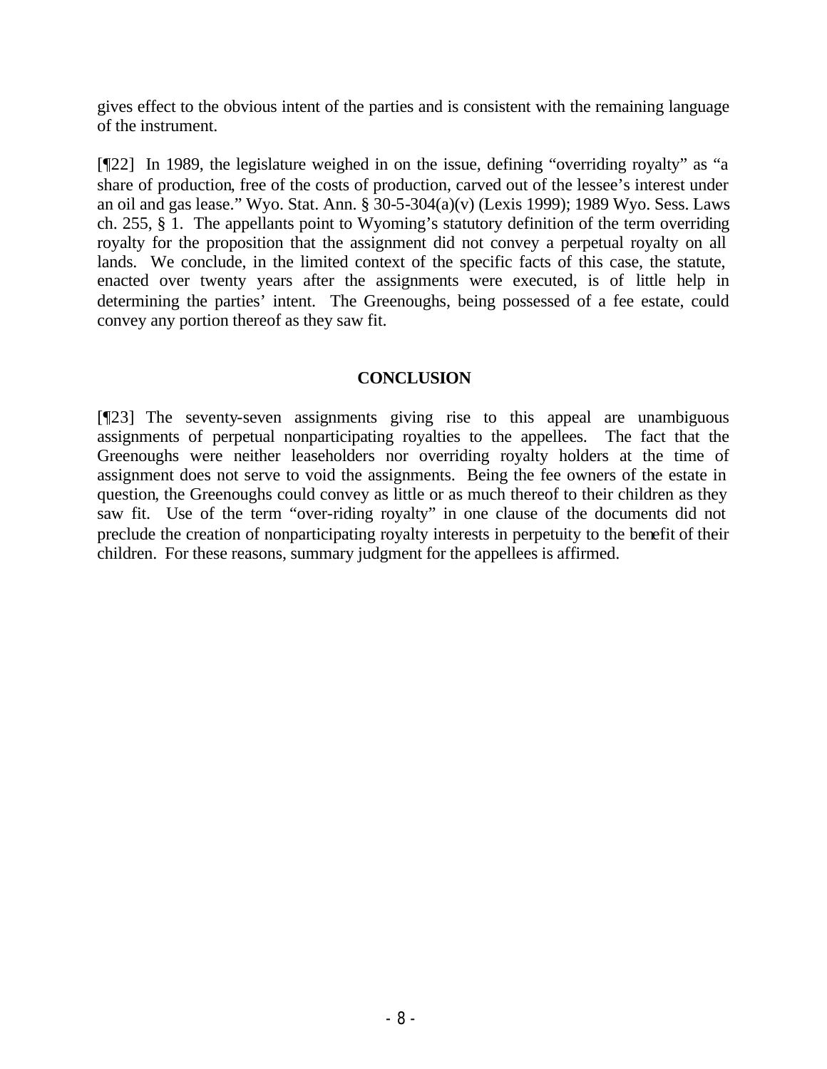gives effect to the obvious intent of the parties and is consistent with the remaining language of the instrument.

[¶22] In 1989, the legislature weighed in on the issue, defining "overriding royalty" as "a share of production, free of the costs of production, carved out of the lessee's interest under an oil and gas lease." Wyo. Stat. Ann. § 30-5-304(a)(v) (Lexis 1999); 1989 Wyo. Sess. Laws ch. 255, § 1. The appellants point to Wyoming's statutory definition of the term overriding royalty for the proposition that the assignment did not convey a perpetual royalty on all lands. We conclude, in the limited context of the specific facts of this case, the statute, enacted over twenty years after the assignments were executed, is of little help in determining the parties' intent. The Greenoughs, being possessed of a fee estate, could convey any portion thereof as they saw fit.

## CONCLUSION

[¶23] The seventy-seven assignments giving rise to this appeal are unambiguous assignments of perpetual nonparticipating royalties to the appellees. The fact that the Greenoughs were neither leaseholders nor overriding royalty holders at the time of assignment does not serve to void the assignments. Being the fee owners of the estate in question, the Greenoughs could convey as little or as much thereof to their children as they saw fit. Use of the term "over-riding royalty" in one clause of the documents did not preclude the creation of nonparticipating royalty interests in perpetuity to the benefit of their children. For these reasons, summary judgment for the appellees is affirmed.